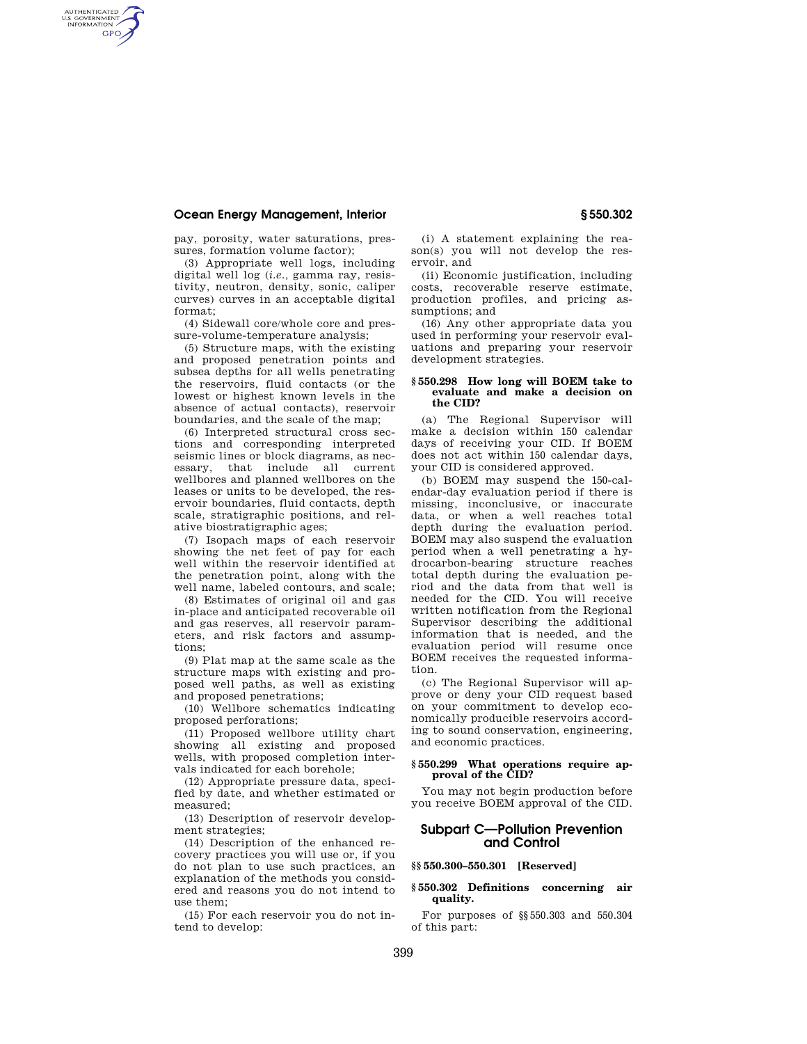pay, porosity, water saturations, pressures, formation volume factor);

(3) Appropriate well logs, including digital well log (*i.e.*, gamma ray, resistivity, neutron, density, sonic, caliper curves) curves in an acceptable digital format;

(4) Sidewall core/whole core and pressure-volume-temperature analysis;

(5) Structure maps, with the existing and proposed penetration points and subsea depths for all wells penetrating the reservoirs, fluid contacts (or the lowest or highest known levels in the absence of actual contacts), reservoir boundaries, and the scale of the map;

(6) Interpreted structural cross sections and corresponding interpreted seismic lines or block diagrams, as necessary, that include all current wellbores and planned wellbores on the leases or units to be developed, the reservoir boundaries, fluid contacts, depth scale, stratigraphic positions, and relative biostratigraphic ages;

(7) Isopach maps of each reservoir showing the net feet of pay for each well within the reservoir identified at the penetration point, along with the well name, labeled contours, and scale;

(8) Estimates of original oil and gas in-place and anticipated recoverable oil and gas reserves, all reservoir parameters, and risk factors and assumptions;

(9) Plat map at the same scale as the structure maps with existing and proposed well paths, as well as existing and proposed penetrations;

(10) Wellbore schematics indicating proposed perforations;

(11) Proposed wellbore utility chart showing all existing and proposed wells, with proposed completion intervals indicated for each borehole;

(12) Appropriate pressure data, specified by date, and whether estimated or measured;

(13) Description of reservoir development strategies;

(14) Description of the enhanced recovery practices you will use or, if you do not plan to use such practices, an explanation of the methods you considered and reasons you do not intend to use them;

(15) For each reservoir you do not intend to develop:

(i) A statement explaining the reason(s) you will not develop the reservoir, and

(ii) Economic justification, including costs, recoverable reserve estimate, production profiles, and pricing assumptions; and

(16) Any other appropriate data you used in performing your reservoir evaluations and preparing your reservoir development strategies.

### § 550.298 How long will BOEM take to evaluate and make a decision on the CID?

(a) The Regional Supervisor will make a decision within 150 calendar days of receiving your CID. If BOEM does not act within 150 calendar days, your CID is considered approved.

(b) BOEM may suspend the 150-calendar-day evaluation period if there is missing, inconclusive, or inaccurate data, or when a well reaches total depth during the evaluation period. BOEM may also suspend the evaluation period when a well penetrating a hydrocarbon-bearing structure reaches total depth during the evaluation period and the data from that well is needed for the CID. You will receive written notification from the Regional Supervisor describing the additional information that is needed, and the evaluation period will resume once BOEM receives the requested information.

(c) The Regional Supervisor will approve or deny your CID request based on your commitment to develop economically producible reservoirs according to sound conservation, engineering, and economic practices.

### § 550.299 What operations require approval of the CID?

You may not begin production before you receive BOEM approval of the CID.

## Subpart C—Pollution Prevention and Control

### §§ 550.300–550.301 [Reserved]

### § 550.302 Definitions concerning air quality.

For purposes of §§ 550.303 and 550.304 of this part: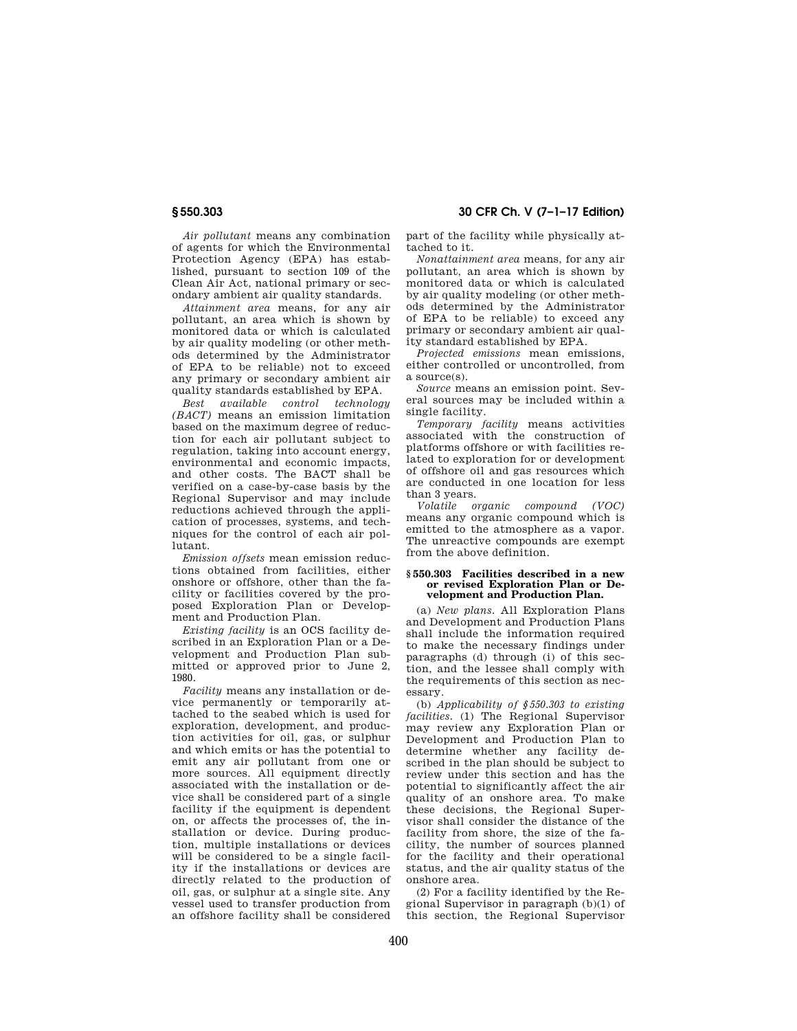*Air pollutant* means any combination of agents for which the Environmental Protection Agency (EPA) has established, pursuant to section 109 of the Clean Air Act, national primary or secondary ambient air quality standards.

*Attainment area* means, for any air pollutant, an area which is shown by monitored data or which is calculated by air quality modeling (or other methods determined by the Administrator of EPA to be reliable) not to exceed any primary or secondary ambient air quality standards established by EPA.

*Best available control technology (BACT)* means an emission limitation based on the maximum degree of reduction for each air pollutant subject to regulation, taking into account energy, environmental and economic impacts, and other costs. The BACT shall be verified on a case-by-case basis by the Regional Supervisor and may include reductions achieved through the application of processes, systems, and techniques for the control of each air pollutant.

*Emission offsets* mean emission reductions obtained from facilities, either onshore or offshore, other than the facility or facilities covered by the proposed Exploration Plan or Development and Production Plan.

*Existing facility* is an OCS facility described in an Exploration Plan or a Development and Production Plan submitted or approved prior to June 2, 1980.

*Facility* means any installation or device permanently or temporarily attached to the seabed which is used for exploration, development, and production activities for oil, gas, or sulphur and which emits or has the potential to emit any air pollutant from one or more sources. All equipment directly associated with the installation or device shall be considered part of a single facility if the equipment is dependent on, or affects the processes of, the installation or device. During production, multiple installations or devices will be considered to be a single facility if the installations or devices are directly related to the production of oil, gas, or sulphur at a single site. Any vessel used to transfer production from an offshore facility shall be considered part of the facility while physically attached to it.

*Nonattainment area* means, for any air pollutant, an area which is shown by monitored data or which is calculated by air quality modeling (or other methods determined by the Administrator of EPA to be reliable) to exceed any primary or secondary ambient air quality standard established by EPA.

*Projected emissions* mean emissions, either controlled or uncontrolled, from a source(s).

*Source* means an emission point. Several sources may be included within a single facility.

*Temporary facility* means activities associated with the construction of platforms offshore or with facilities related to exploration for or development of offshore oil and gas resources which are conducted in one location for less than 3 years.

*Volatile organic compound (VOC)* means any organic compound which is emitted to the atmosphere as a vapor. The unreactive compounds are exempt from the above definition.

### § 550.303 Facilities described in a new or revised Exploration Plan or Development and Production Plan.

(a) *New plans.* All Exploration Plans and Development and Production Plans shall include the information required to make the necessary findings under paragraphs (d) through (i) of this section, and the lessee shall comply with the requirements of this section as necessary.

(b) *Applicability of § 550.303 to existing facilities.* (1) The Regional Supervisor may review any Exploration Plan or Development and Production Plan to determine whether any facility described in the plan should be subject to review under this section and has the potential to significantly affect the air quality of an onshore area. To make these decisions, the Regional Supervisor shall consider the distance of the facility from shore, the size of the facility, the number of sources planned for the facility and their operational status, and the air quality status of the onshore area.

(2) For a facility identified by the Regional Supervisor in paragraph (b)(1) of this section, the Regional Supervisor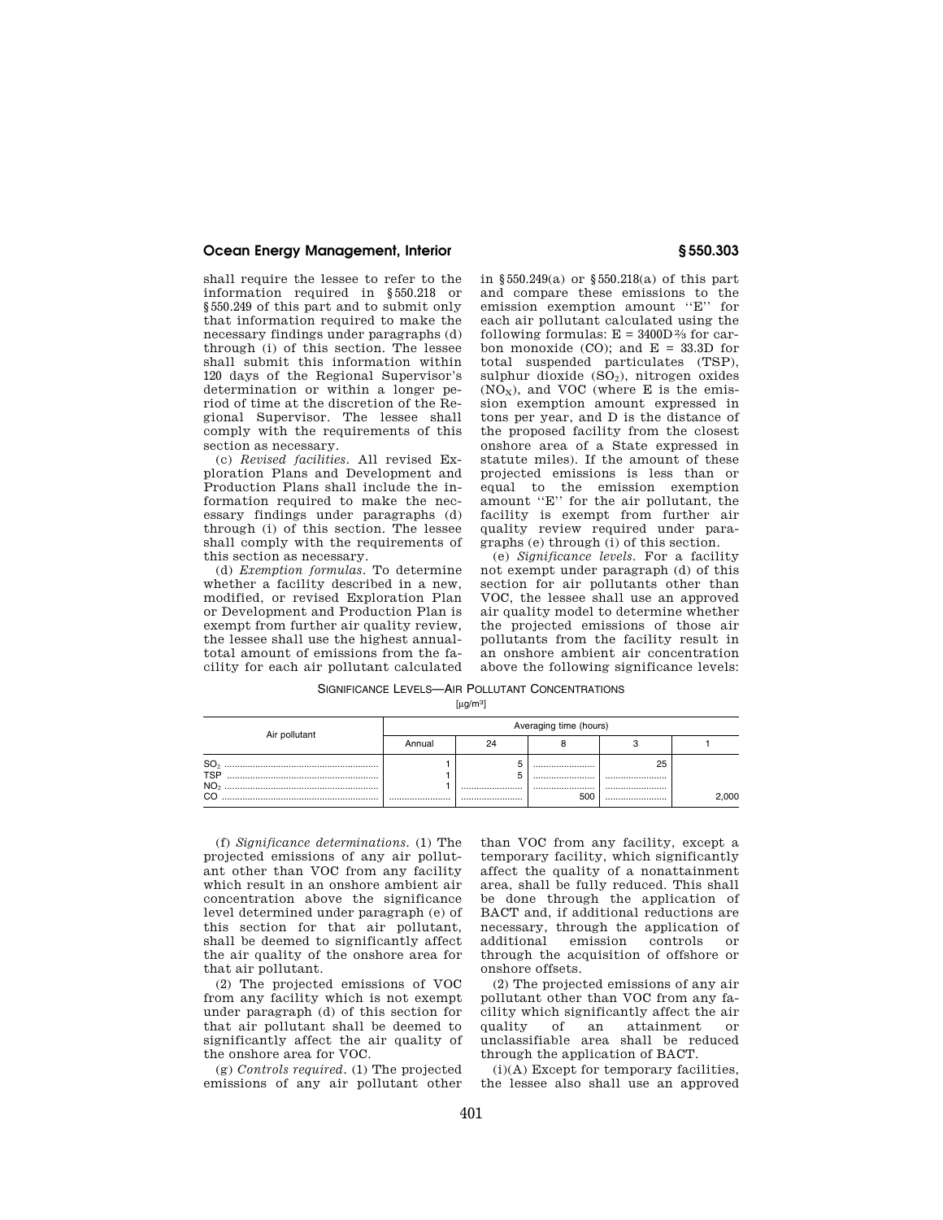shall require the lessee to refer to the information required in §550.218 or §550.249 of this part and to submit only that information required to make the necessary findings under paragraphs (d) through (i) of this section. The lessee shall submit this information within 120 days of the Regional Supervisor's determination or within a longer period of time at the discretion of the Regional Supervisor. The lessee shall comply with the requirements of this section as necessary.

(c) *Revised facilities.* All revised Exploration Plans and Development and Production Plans shall include the information required to make the necessary findings under paragraphs (d) through (i) of this section. The lessee shall comply with the requirements of this section as necessary.

(d) *Exemption formulas.* To determine whether a facility described in a new, modified, or revised Exploration Plan or Development and Production Plan is exempt from further air quality review, the lessee shall use the highest annual-total amount of emissions from the facility for each air pollutant calculated in §550.249(a) or §550.218(a) of this part and compare these emissions to the emission exemption amount "E" for each air pollutant calculated using the following formulas: $E = 3400D^{2/3}$ for carbon monoxide (CO); and $E = 33.3D$ for total suspended particulates (TSP), sulphur dioxide ($SO_2$), nitrogen oxides ($NO_X$), and VOC (where E is the emission exemption amount expressed in tons per year, and D is the distance of the proposed facility from the closest onshore area of a State expressed in statute miles). If the amount of these projected emissions is less than or equal to the emission exemption amount "E" for the air pollutant, the facility is exempt from further air quality review required under paragraphs (e) through (i) of this section.

(e) *Significance levels.* For a facility not exempt under paragraph (d) of this section for air pollutants other than VOC, the lessee shall use an approved air quality model to determine whether the projected emissions of those air pollutants from the facility result in an onshore ambient air concentration above the following significance levels:

SIGNIFICANCE LEVELS—AIR POLLUTANT CONCENTRATIONS

[μg/m³]

| Air pollutant | Averaging time (hours) | | | | |
|---|---|---|---|---|---|
| | Annual | 24 | 8 | 3 | 1 |
| $SO_2$ | 1 | 5 | | 25 | |
| TSP | 1 | 5 | | | |
| $NO_2$ | 1 | | | | |
| CO | | | 500 | | 2,000 |

(f) *Significance determinations.* (1) The projected emissions of any air pollutant other than VOC from any facility which result in an onshore ambient air concentration above the significance level determined under paragraph (e) of this section for that air pollutant, shall be deemed to significantly affect the air quality of the onshore area for that air pollutant.

(2) The projected emissions of VOC from any facility which is not exempt under paragraph (d) of this section for that air pollutant shall be deemed to significantly affect the air quality of the onshore area for VOC.

(g) *Controls required.* (1) The projected emissions of any air pollutant other than VOC from any facility, except a temporary facility, which significantly affect the quality of a nonattainment area, shall be fully reduced. This shall be done through the application of BACT and, if additional reductions are necessary, through the application of additional emission controls or through the acquisition of offshore or onshore offsets.

(2) The projected emissions of any air pollutant other than VOC from any facility which significantly affect the air quality of an attainment or unclassifiable area shall be reduced through the application of BACT.

(i)(A) Except for temporary facilities, the lessee also shall use an approved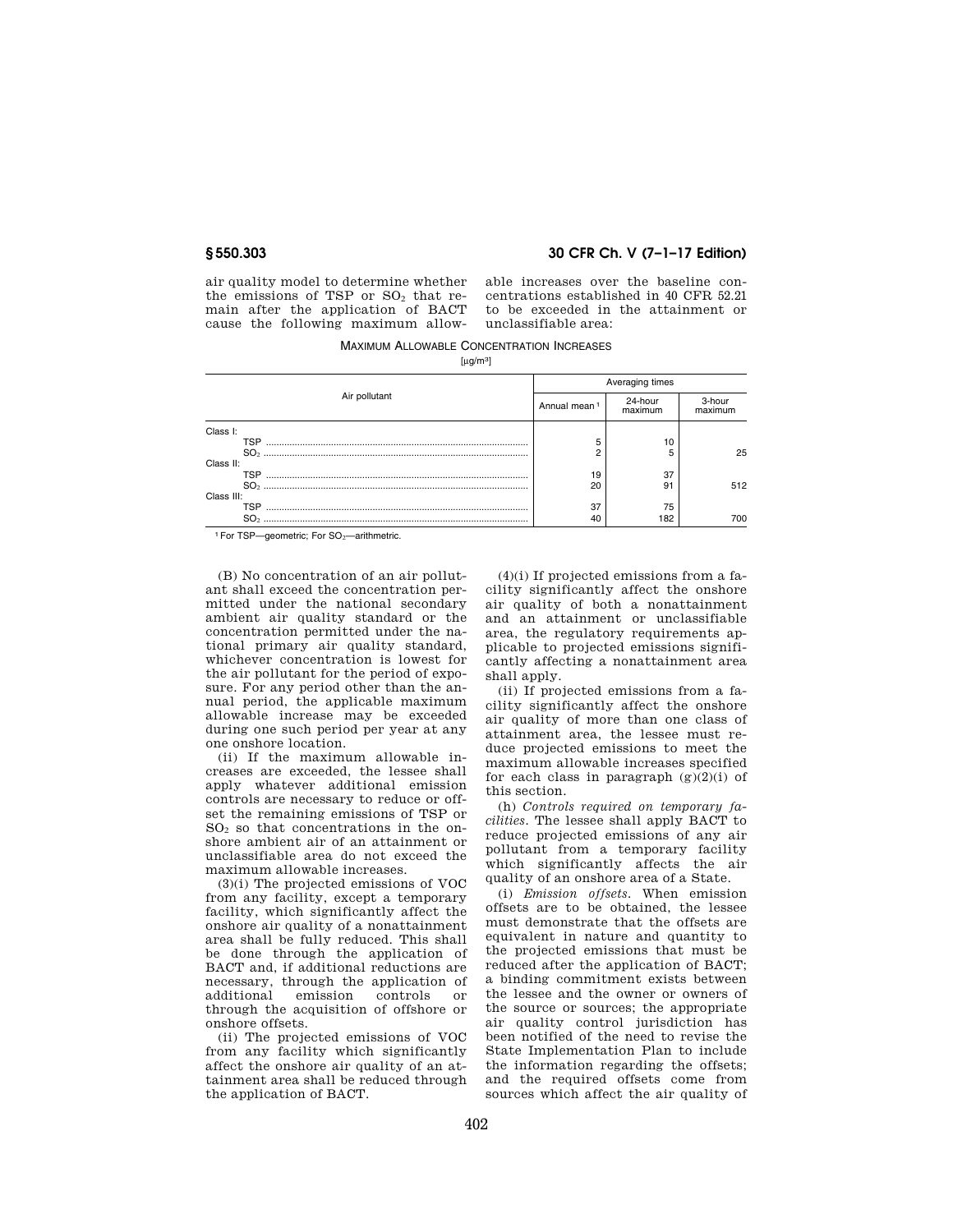air quality model to determine whether the emissions of TSP or $SO_2$ that remain after the application of BACT cause the following maximum allowable increases over the baseline concentrations established in 40 CFR 52.21 to be exceeded in the attainment or unclassifiable area:

MAXIMUM ALLOWABLE CONCENTRATION INCREASES

[μg/m[3]]

| Air pollutant | Averaging times | | |
|---|---|---|---|
| | Annual mean [1] | 24-hour maximum | 3-hour maximum |
| Class I: | | | |
| TSP | 5 | 10 | |
| $SO_2$ | 2 | 5 | 25 |
| Class II: | | | |
| TSP | 19 | 37 | |
| $SO_2$ | 20 | 91 | 512 |
| Class III: | | | |
| TSP | 37 | 75 | |
| $SO_2$ | 40 | 182 | 700 |

[1] For TSP—geometric; For $SO_2$—arithmetric.

(B) No concentration of an air pollutant shall exceed the concentration permitted under the national secondary ambient air quality standard or the concentration permitted under the national primary air quality standard, whichever concentration is lowest for the air pollutant for the period of exposure. For any period other than the annual period, the applicable maximum allowable increase may be exceeded during one such period per year at any one onshore location.

(ii) If the maximum allowable increases are exceeded, the lessee shall apply whatever additional emission controls are necessary to reduce or offset the remaining emissions of TSP or $SO_2$ so that concentrations in the onshore ambient air of an attainment or unclassifiable area do not exceed the maximum allowable increases.

(3)(i) The projected emissions of VOC from any facility, except a temporary facility, which significantly affect the onshore air quality of a nonattainment area shall be fully reduced. This shall be done through the application of BACT and, if additional reductions are necessary, through the application of additional emission controls or through the acquisition of offshore or onshore offsets.

(ii) The projected emissions of VOC from any facility which significantly affect the onshore air quality of an attainment area shall be reduced through the application of BACT.

(4)(i) If projected emissions from a facility significantly affect the onshore air quality of both a nonattainment and an attainment or unclassifiable area, the regulatory requirements applicable to projected emissions significantly affecting a nonattainment area shall apply.

(ii) If projected emissions from a facility significantly affect the onshore air quality of more than one class of attainment area, the lessee must reduce projected emissions to meet the maximum allowable increases specified for each class in paragraph (g)(2)(i) of this section.

(h) *Controls required on temporary facilities.* The lessee shall apply BACT to reduce projected emissions of any air pollutant from a temporary facility which significantly affects the air quality of an onshore area of a State.

(i) *Emission offsets.* When emission offsets are to be obtained, the lessee must demonstrate that the offsets are equivalent in nature and quantity to the projected emissions that must be reduced after the application of BACT; a binding commitment exists between the lessee and the owner or owners of the source or sources; the appropriate air quality control jurisdiction has been notified of the need to revise the State Implementation Plan to include the information regarding the offsets; and the required offsets come from sources which affect the air quality of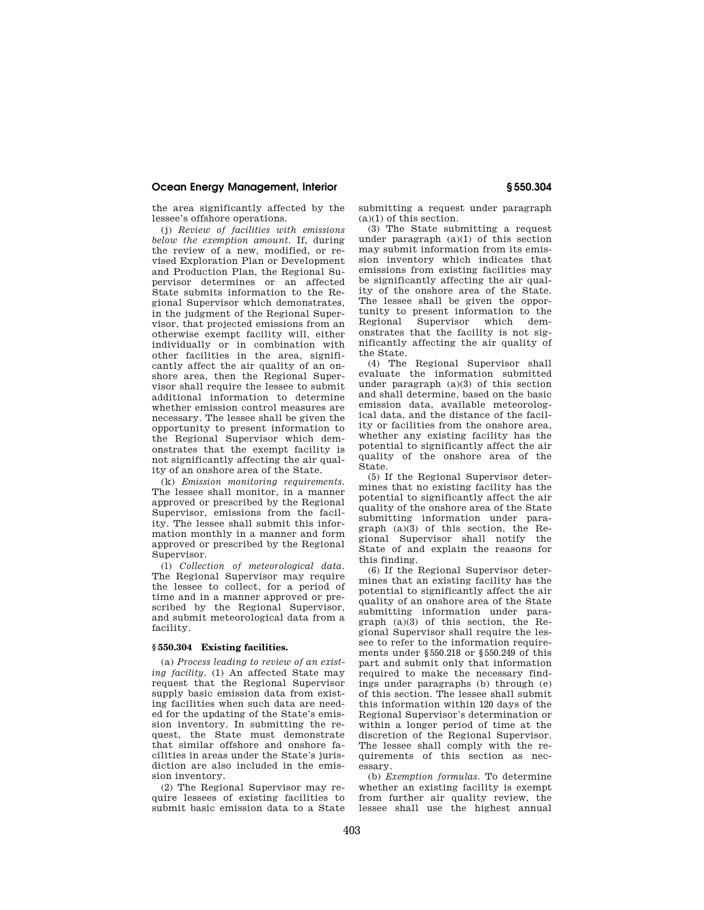the area significantly affected by the lessee's offshore operations.

(j) *Review of facilities with emissions below the exemption amount.* If, during the review of a new, modified, or revised Exploration Plan or Development and Production Plan, the Regional Supervisor determines or an affected State submits information to the Regional Supervisor which demonstrates, in the judgment of the Regional Supervisor, that projected emissions from an otherwise exempt facility will, either individually or in combination with other facilities in the area, significantly affect the air quality of an onshore area, then the Regional Supervisor shall require the lessee to submit additional information to determine whether emission control measures are necessary. The lessee shall be given the opportunity to present information to the Regional Supervisor which demonstrates that the exempt facility is not significantly affecting the air quality of an onshore area of the State.

(k) *Emission monitoring requirements.* The lessee shall monitor, in a manner approved or prescribed by the Regional Supervisor, emissions from the facility. The lessee shall submit this information monthly in a manner and form approved or prescribed by the Regional Supervisor.

(l) *Collection of meteorological data.* The Regional Supervisor may require the lessee to collect, for a period of time and in a manner approved or prescribed by the Regional Supervisor, and submit meteorological data from a facility.

### § 550.304 Existing facilities.

(a) *Process leading to review of an existing facility.* (1) An affected State may request that the Regional Supervisor supply basic emission data from existing facilities when such data are needed for the updating of the State's emission inventory. In submitting the request, the State must demonstrate that similar offshore and onshore facilities in areas under the State's jurisdiction are also included in the emission inventory.

(2) The Regional Supervisor may require lessees of existing facilities to submit basic emission data to a State submitting a request under paragraph (a)(1) of this section.

(3) The State submitting a request under paragraph (a)(1) of this section may submit information from its emission inventory which indicates that emissions from existing facilities may be significantly affecting the air quality of the onshore area of the State. The lessee shall be given the opportunity to present information to the Regional Supervisor which demonstrates that the facility is not significantly affecting the air quality of the State.

(4) The Regional Supervisor shall evaluate the information submitted under paragraph (a)(3) of this section and shall determine, based on the basic emission data, available meteorological data, and the distance of the facility or facilities from the onshore area, whether any existing facility has the potential to significantly affect the air quality of the onshore area of the State.

(5) If the Regional Supervisor determines that no existing facility has the potential to significantly affect the air quality of the onshore area of the State submitting information under paragraph (a)(3) of this section, the Regional Supervisor shall notify the State of and explain the reasons for this finding.

(6) If the Regional Supervisor determines that an existing facility has the potential to significantly affect the air quality of an onshore area of the State submitting information under paragraph (a)(3) of this section, the Regional Supervisor shall require the lessee to refer to the information requirements under §550.218 or §550.249 of this part and submit only that information required to make the necessary findings under paragraphs (b) through (e) of this section. The lessee shall submit this information within 120 days of the Regional Supervisor's determination or within a longer period of time at the discretion of the Regional Supervisor. The lessee shall comply with the requirements of this section as necessary.

(b) *Exemption formulas.* To determine whether an existing facility is exempt from further air quality review, the lessee shall use the highest annual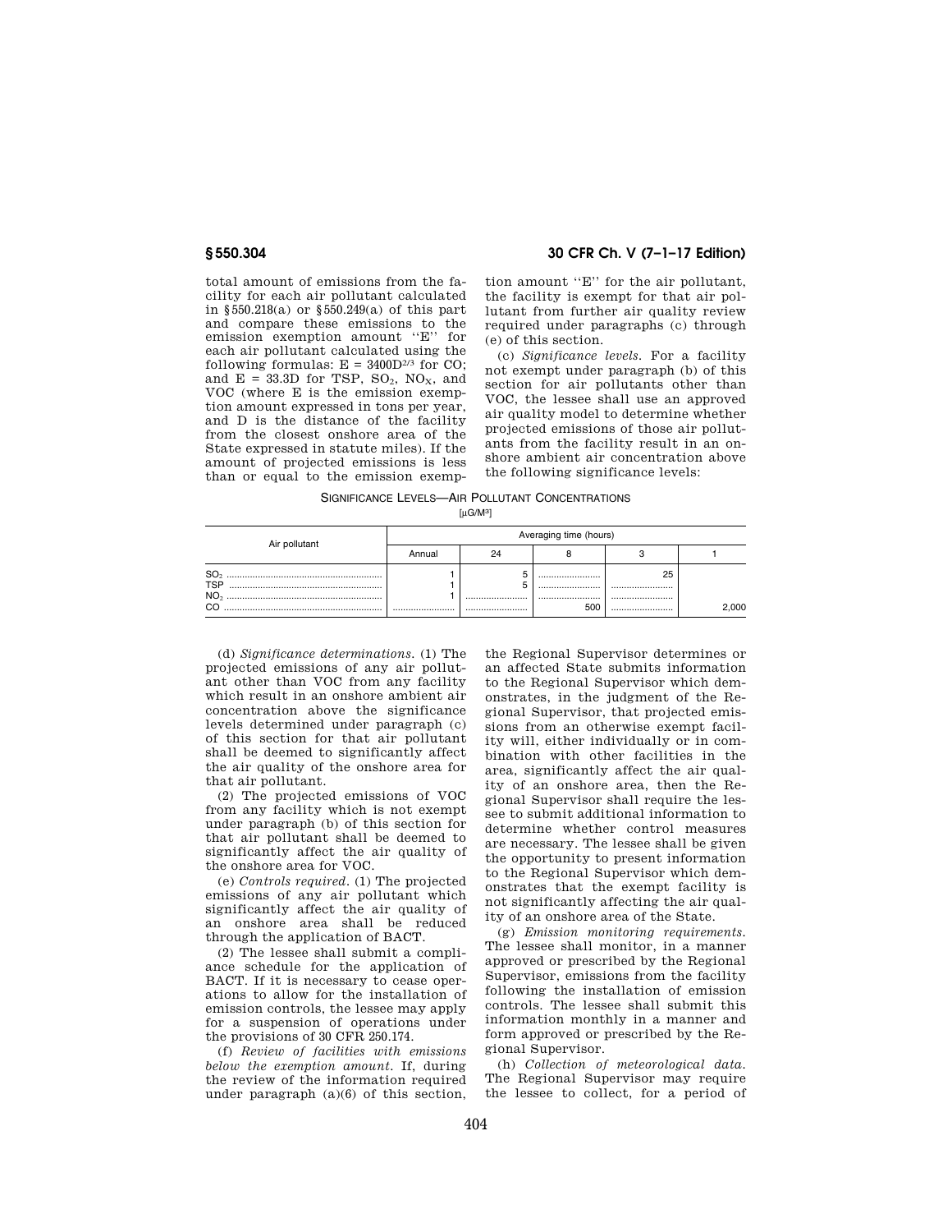total amount of emissions from the facility for each air pollutant calculated in §550.218(a) or §550.249(a) of this part and compare these emissions to the emission exemption amount "E" for each air pollutant calculated using the following formulas: $E = 3400D^{2/3}$ for CO; and $E = 33.3D$ for TSP, $SO_2$, $NO_X$, and VOC (where E is the emission exemption amount expressed in tons per year, and D is the distance of the facility from the closest onshore area of the State expressed in statute miles). If the amount of projected emissions is less than or equal to the emission exemption amount "E" for the air pollutant, the facility is exempt for that air pollutant from further air quality review required under paragraphs (c) through (e) of this section.

(c) *Significance levels.* For a facility not exempt under paragraph (b) of this section for air pollutants other than VOC, the lessee shall use an approved air quality model to determine whether projected emissions of those air pollutants from the facility result in an onshore ambient air concentration above the following significance levels:

SIGNIFICANCE LEVELS—AIR POLLUTANT CONCENTRATIONS

[$\mu$G/M[3]]

| Air pollutant | Averaging time (hours) | | | | |
|---|---|---|---|---|---|
| | Annual | 24 | 8 | 3 | 1 |
| $SO_2$ | 1 | 5 | | 25 | |
| TSP | 1 | 5 | | | |
| $NO_2$ | 1 | | | | |
| CO | | | 500 | | 2,000 |

(d) *Significance determinations.* (1) The projected emissions of any air pollutant other than VOC from any facility which result in an onshore ambient air concentration above the significance levels determined under paragraph (c) of this section for that air pollutant shall be deemed to significantly affect the air quality of the onshore area for that air pollutant.

(2) The projected emissions of VOC from any facility which is not exempt under paragraph (b) of this section for that air pollutant shall be deemed to significantly affect the air quality of the onshore area for VOC.

(e) *Controls required.* (1) The projected emissions of any air pollutant which significantly affect the air quality of an onshore area shall be reduced through the application of BACT.

(2) The lessee shall submit a compliance schedule for the application of BACT. If it is necessary to cease operations to allow for the installation of emission controls, the lessee may apply for a suspension of operations under the provisions of 30 CFR 250.174.

(f) *Review of facilities with emissions below the exemption amount.* If, during the review of the information required under paragraph (a)(6) of this section, the Regional Supervisor determines or an affected State submits information to the Regional Supervisor which demonstrates, in the judgment of the Regional Supervisor, that projected emissions from an otherwise exempt facility will, either individually or in combination with other facilities in the area, significantly affect the air quality of an onshore area, then the Regional Supervisor shall require the lessee to submit additional information to determine whether control measures are necessary. The lessee shall be given the opportunity to present information to the Regional Supervisor which demonstrates that the exempt facility is not significantly affecting the air quality of an onshore area of the State.

(g) *Emission monitoring requirements.* The lessee shall monitor, in a manner approved or prescribed by the Regional Supervisor, emissions from the facility following the installation of emission controls. The lessee shall submit this information monthly in a manner and form approved or prescribed by the Regional Supervisor.

(h) *Collection of meteorological data.* The Regional Supervisor may require the lessee to collect, for a period of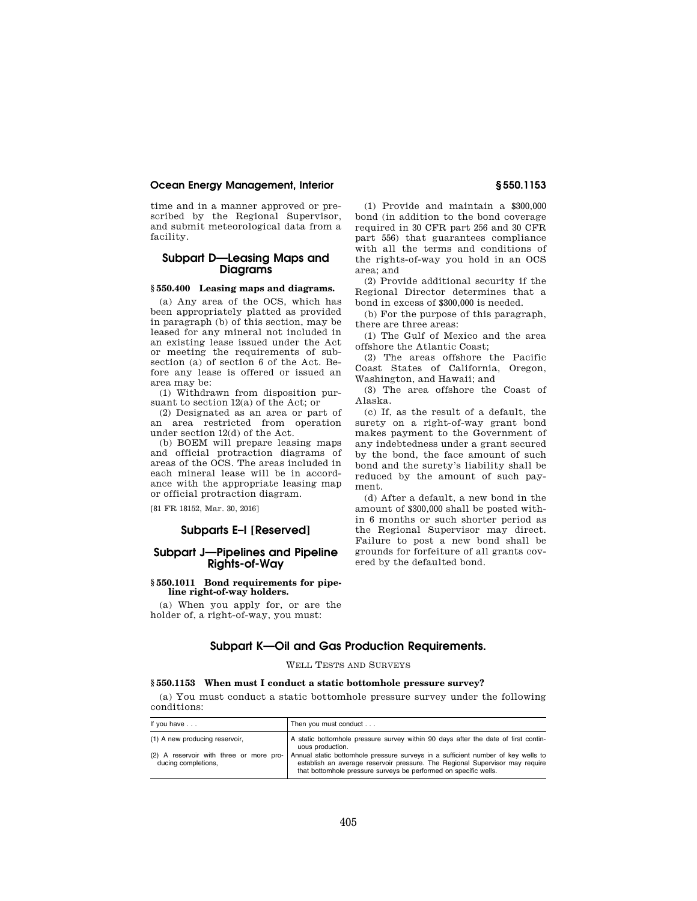time and in a manner approved or prescribed by the Regional Supervisor, and submit meteorological data from a facility.

## Subpart D—Leasing Maps and Diagrams

### § 550.400 Leasing maps and diagrams.

(a) Any area of the OCS, which has been appropriately platted as provided in paragraph (b) of this section, may be leased for any mineral not included in an existing lease issued under the Act or meeting the requirements of subsection (a) of section 6 of the Act. Before any lease is offered or issued an area may be:

(1) Withdrawn from disposition pursuant to section 12(a) of the Act; or

(2) Designated as an area or part of an area restricted from operation under section 12(d) of the Act.

(b) BOEM will prepare leasing maps and official protraction diagrams of areas of the OCS. The areas included in each mineral lease will be in accordance with the appropriate leasing map or official protraction diagram.

[81 FR 18152, Mar. 30, 2016]

## Subparts E–I [Reserved]

## Subpart J—Pipelines and Pipeline Rights-of-Way

### § 550.1011 Bond requirements for pipeline right-of-way holders.

(a) When you apply for, or are the holder of, a right-of-way, you must:

(1) Provide and maintain a $300,000 bond (in addition to the bond coverage required in 30 CFR part 256 and 30 CFR part 556) that guarantees compliance with all the terms and conditions of the rights-of-way you hold in an OCS area; and

(2) Provide additional security if the Regional Director determines that a bond in excess of $300,000 is needed.

(b) For the purpose of this paragraph, there are three areas:

(1) The Gulf of Mexico and the area offshore the Atlantic Coast;

(2) The areas offshore the Pacific Coast States of California, Oregon, Washington, and Hawaii; and

(3) The area offshore the Coast of Alaska.

(c) If, as the result of a default, the surety on a right-of-way grant bond makes payment to the Government of any indebtedness under a grant secured by the bond, the face amount of such bond and the surety's liability shall be reduced by the amount of such payment.

(d) After a default, a new bond in the amount of $300,000 shall be posted within 6 months or such shorter period as the Regional Supervisor may direct. Failure to post a new bond shall be grounds for forfeiture of all grants covered by the defaulted bond.

## Subpart K—Oil and Gas Production Requirements.

WELL TESTS AND SURVEYS

### § 550.1153 When must I conduct a static bottomhole pressure survey?

(a) You must conduct a static bottomhole pressure survey under the following conditions:

| If you have . . . | Then you must conduct . . . |
|---|---|
| (1) A new producing reservoir, | A static bottomhole pressure survey within 90 days after the date of first continuous production. |
| (2) A reservoir with three or more producing completions, | Annual static bottomhole pressure surveys in a sufficient number of key wells to establish an average reservoir pressure. The Regional Supervisor may require that bottomhole pressure surveys be performed on specific wells. |